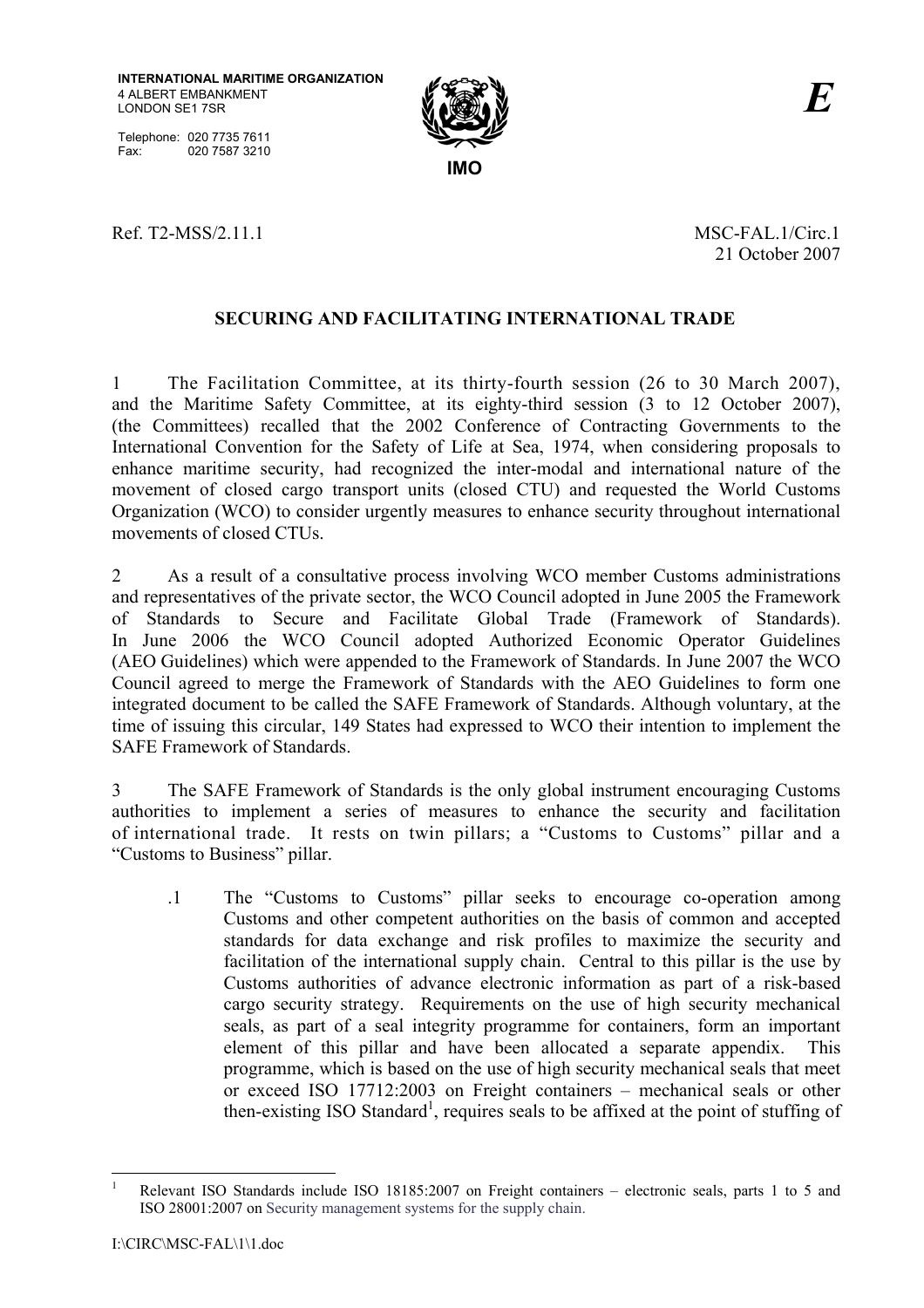**INTERNATIONAL MARITIME ORGANIZATION**
4 ALBERT EMBANKMENT
LONDON SE1 7SR

Telephone: 020 7735 7611
Fax: 020 7587 3210

**IMO**

***E***

Ref. T2-MSS/2.11.1

MSC-FAL.1/Circ.1
21 October 2007

## SECURING AND FACILITATING INTERNATIONAL TRADE

1 The Facilitation Committee, at its thirty-fourth session (26 to 30 March 2007), and the Maritime Safety Committee, at its eighty-third session (3 to 12 October 2007), (the Committees) recalled that the 2002 Conference of Contracting Governments to the International Convention for the Safety of Life at Sea, 1974, when considering proposals to enhance maritime security, had recognized the inter-modal and international nature of the movement of closed cargo transport units (closed CTU) and requested the World Customs Organization (WCO) to consider urgently measures to enhance security throughout international movements of closed CTUs.

2 As a result of a consultative process involving WCO member Customs administrations and representatives of the private sector, the WCO Council adopted in June 2005 the Framework of Standards to Secure and Facilitate Global Trade (Framework of Standards). In June 2006 the WCO Council adopted Authorized Economic Operator Guidelines (AEO Guidelines) which were appended to the Framework of Standards. In June 2007 the WCO Council agreed to merge the Framework of Standards with the AEO Guidelines to form one integrated document to be called the SAFE Framework of Standards. Although voluntary, at the time of issuing this circular, 149 States had expressed to WCO their intention to implement the SAFE Framework of Standards.

3 The SAFE Framework of Standards is the only global instrument encouraging Customs authorities to implement a series of measures to enhance the security and facilitation of international trade. It rests on twin pillars; a "Customs to Customs" pillar and a "Customs to Business" pillar.

.1 The "Customs to Customs" pillar seeks to encourage co-operation among Customs and other competent authorities on the basis of common and accepted standards for data exchange and risk profiles to maximize the security and facilitation of the international supply chain. Central to this pillar is the use by Customs authorities of advance electronic information as part of a risk-based cargo security strategy. Requirements on the use of high security mechanical seals, as part of a seal integrity programme for containers, form an important element of this pillar and have been allocated a separate appendix. This programme, which is based on the use of high security mechanical seals that meet or exceed ISO 17712:2003 on Freight containers – mechanical seals or other then-existing ISO Standard[1], requires seals to be affixed at the point of stuffing of

---

[1] Relevant ISO Standards include ISO 18185:2007 on Freight containers – electronic seals, parts 1 to 5 and ISO 28001:2007 on Security management systems for the supply chain.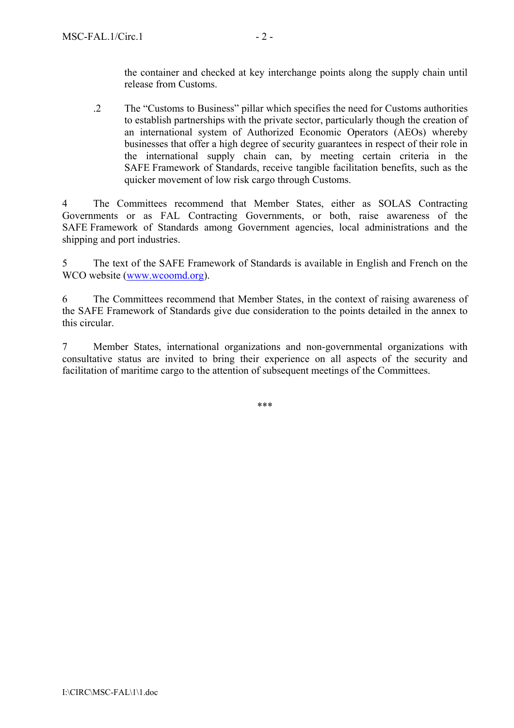the container and checked at key interchange points along the supply chain until release from Customs.

.2 The "Customs to Business" pillar which specifies the need for Customs authorities to establish partnerships with the private sector, particularly though the creation of an international system of Authorized Economic Operators (AEOs) whereby businesses that offer a high degree of security guarantees in respect of their role in the international supply chain can, by meeting certain criteria in the SAFE Framework of Standards, receive tangible facilitation benefits, such as the quicker movement of low risk cargo through Customs.

4 The Committees recommend that Member States, either as SOLAS Contracting Governments or as FAL Contracting Governments, or both, raise awareness of the SAFE Framework of Standards among Government agencies, local administrations and the shipping and port industries.

5 The text of the SAFE Framework of Standards is available in English and French on the WCO website (www.wcoomd.org).

6 The Committees recommend that Member States, in the context of raising awareness of the SAFE Framework of Standards give due consideration to the points detailed in the annex to this circular.

7 Member States, international organizations and non-governmental organizations with consultative status are invited to bring their experience on all aspects of the security and facilitation of maritime cargo to the attention of subsequent meetings of the Committees.

***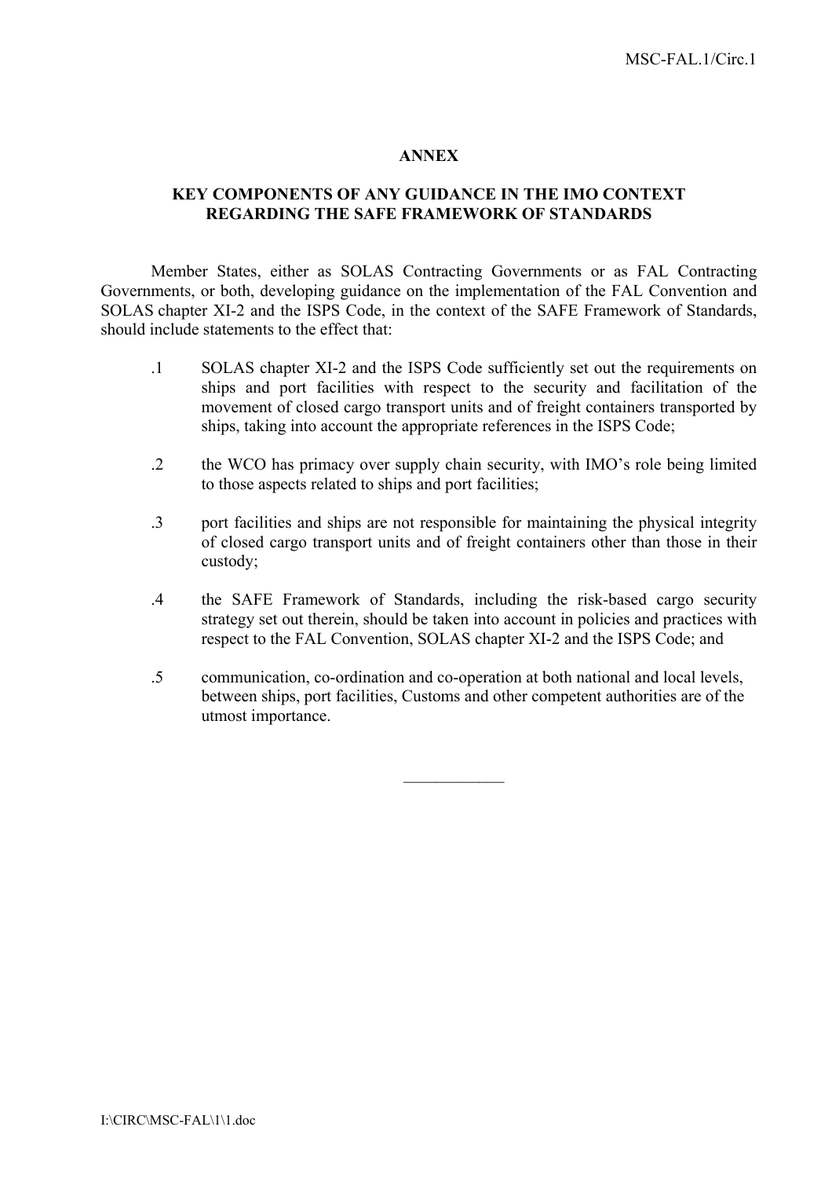## ANNEX

## KEY COMPONENTS OF ANY GUIDANCE IN THE IMO CONTEXT REGARDING THE SAFE FRAMEWORK OF STANDARDS

Member States, either as SOLAS Contracting Governments or as FAL Contracting Governments, or both, developing guidance on the implementation of the FAL Convention and SOLAS chapter XI-2 and the ISPS Code, in the context of the SAFE Framework of Standards, should include statements to the effect that:

.1 SOLAS chapter XI-2 and the ISPS Code sufficiently set out the requirements on ships and port facilities with respect to the security and facilitation of the movement of closed cargo transport units and of freight containers transported by ships, taking into account the appropriate references in the ISPS Code;

.2 the WCO has primacy over supply chain security, with IMO's role being limited to those aspects related to ships and port facilities;

.3 port facilities and ships are not responsible for maintaining the physical integrity of closed cargo transport units and of freight containers other than those in their custody;

.4 the SAFE Framework of Standards, including the risk-based cargo security strategy set out therein, should be taken into account in policies and practices with respect to the FAL Convention, SOLAS chapter XI-2 and the ISPS Code; and

.5 communication, co-ordination and co-operation at both national and local levels, between ships, port facilities, Customs and other competent authorities are of the utmost importance.

\_\_\_\_\_\_\_\_\_\_\_\_